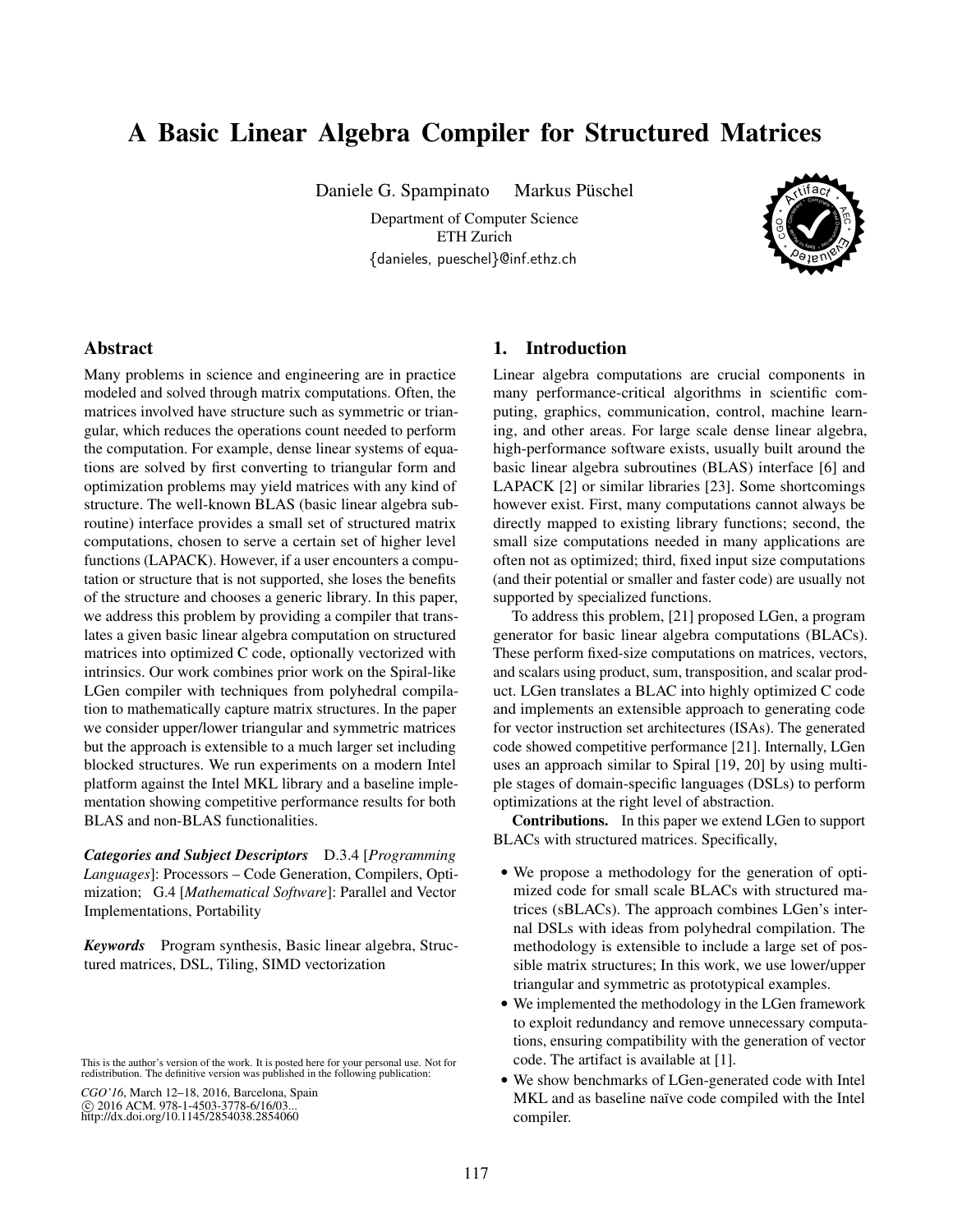# A Basic Linear Algebra Compiler for Structured Matrices

Daniele G. Spampinato    Markus Püschel

Department of Computer Science
ETH Zurich
{danieles, pueschel}@inf.ethz.ch

## Abstract

Many problems in science and engineering are in practice modeled and solved through matrix computations. Often, the matrices involved have structure such as symmetric or triangular, which reduces the operations count needed to perform the computation. For example, dense linear systems of equations are solved by first converting to triangular form and optimization problems may yield matrices with any kind of structure. The well-known BLAS (basic linear algebra subroutine) interface provides a small set of structured matrix computations, chosen to serve a certain set of higher level functions (LAPACK). However, if a user encounters a computation or structure that is not supported, she loses the benefits of the structure and chooses a generic library. In this paper, we address this problem by providing a compiler that translates a given basic linear algebra computation on structured matrices into optimized C code, optionally vectorized with intrinsics. Our work combines prior work on the Spiral-like LGen compiler with techniques from polyhedral compilation to mathematically capture matrix structures. In the paper we consider upper/lower triangular and symmetric matrices but the approach is extensible to a much larger set including blocked structures. We run experiments on a modern Intel platform against the Intel MKL library and a baseline implementation showing competitive performance results for both BLAS and non-BLAS functionalities.

***Categories and Subject Descriptors*** D.3.4 [*Programming Languages*]: Processors – Code Generation, Compilers, Optimization; G.4 [*Mathematical Software*]: Parallel and Vector Implementations, Portability

***Keywords*** Program synthesis, Basic linear algebra, Structured matrices, DSL, Tiling, SIMD vectorization

This is the author's version of the work. It is posted here for your personal use. Not for redistribution. The definitive version was published in the following publication:

*CGO'16*, March 12–18, 2016, Barcelona, Spain
© 2016 ACM. 978-1-4503-3778-6/16/03...
http://dx.doi.org/10.1145/2854038.2854060

## 1. Introduction

Linear algebra computations are crucial components in many performance-critical algorithms in scientific computing, graphics, communication, control, machine learning, and other areas. For large scale dense linear algebra, high-performance software exists, usually built around the basic linear algebra subroutines (BLAS) interface [6] and LAPACK [2] or similar libraries [23]. Some shortcomings however exist. First, many computations cannot always be directly mapped to existing library functions; second, the small size computations needed in many applications are often not as optimized; third, fixed input size computations (and their potential or smaller and faster code) are usually not supported by specialized functions.

To address this problem, [21] proposed LGen, a program generator for basic linear algebra computations (BLACs). These perform fixed-size computations on matrices, vectors, and scalars using product, sum, transposition, and scalar product. LGen translates a BLAC into highly optimized C code and implements an extensible approach to generating code for vector instruction set architectures (ISAs). The generated code showed competitive performance [21]. Internally, LGen uses an approach similar to Spiral [19, 20] by using multiple stages of domain-specific languages (DSLs) to perform optimizations at the right level of abstraction.

**Contributions.** In this paper we extend LGen to support BLACs with structured matrices. Specifically,

- We propose a methodology for the generation of optimized code for small scale BLACs with structured matrices (sBLACs). The approach combines LGen's internal DSLs with ideas from polyhedral compilation. The methodology is extensible to include a large set of possible matrix structures; In this work, we use lower/upper triangular and symmetric as prototypical examples.
- We implemented the methodology in the LGen framework to exploit redundancy and remove unnecessary computations, ensuring compatibility with the generation of vector code. The artifact is available at [1].
- We show benchmarks of LGen-generated code with Intel MKL and as baseline naïve code compiled with the Intel compiler.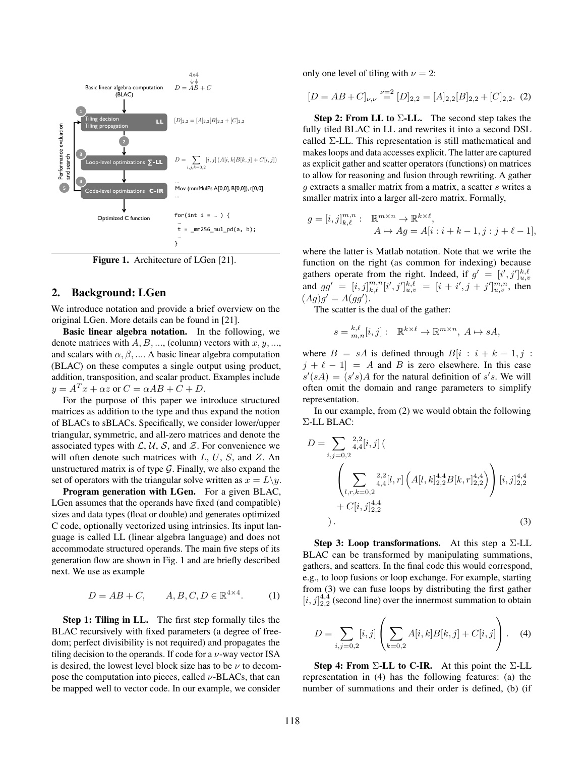Basic linear algebra computation (BLAC) — $D = AB + C$ (4x4)

1. Tiling decision / Tiling propagation — **LL** — $[D]_{2,2} = [A]_{2,2}[B]_{2,2} + [C]_{2,2}$

2.

3. Loop-level optimizations — **∑-LL** — $D = \sum_{i,j,k=0,2} [i,j]\,(A[i,k]B[k,j] + C[i,j])$

4. Code-level optimizations — **C-IR** — ... Mov (mmMulPs A[0,0], B[0,0]), t[0,0] ...

5. Performance evaluation and search

Optimized C function

```
for(int i = … ) {
 …
 t = _mm256_mul_pd(a, b);
 …
}
```

**Figure 1.** Architecture of LGen [21].

## 2. Background: LGen

We introduce notation and provide a brief overview on the original LGen. More details can be found in [21].

**Basic linear algebra notation.** In the following, we denote matrices with $A, B, \ldots$, (column) vectors with $x, y, \ldots$, and scalars with $\alpha, \beta, \ldots$. A basic linear algebra computation (BLAC) on these computes a single output using product, addition, transposition, and scalar product. Examples include $y = A^T x + \alpha z$ or $C = \alpha AB + C + D$.

For the purpose of this paper we introduce structured matrices as addition to the type and thus expand the notion of BLACs to sBLACs. Specifically, we consider lower/upper triangular, symmetric, and all-zero matrices and denote the associated types with $\mathcal{L}$, $\mathcal{U}$, $\mathcal{S}$, and $\mathcal{Z}$. For convenience we will often denote such matrices with $L$, $U$, $S$, and $Z$. An unstructured matrix is of type $\mathcal{G}$. Finally, we also expand the set of operators with the triangular solve written as $x = L\backslash y$.

**Program generation with LGen.** For a given BLAC, LGen assumes that the operands have fixed (and compatible) sizes and data types (float or double) and generates optimized C code, optionally vectorized using intrinsics. Its input language is called LL (linear algebra language) and does not accommodate structured operands. The main five steps of its generation flow are shown in Fig. 1 and are briefly described next. We use as example

$$D = AB + C, \qquad A, B, C, D \in \mathbb{R}^{4\times 4}. \tag{1}$$

**Step 1: Tiling in LL.** The first step formally tiles the BLAC recursively with fixed parameters (a degree of freedom; perfect divisibility is not required) and propagates the tiling decision to the operands. If code for a $\nu$-way vector ISA is desired, the lowest level block size has to be $\nu$ to decompose the computation into pieces, called $\nu$-BLACs, that can be mapped well to vector code. In our example, we consider only one level of tiling with $\nu = 2$:

$$[D = AB + C]_{\nu,\nu} \overset{\nu=2}{=} [D]_{2,2} = [A]_{2,2}[B]_{2,2} + [C]_{2,2}. \tag{2}$$

**Step 2: From LL to Σ-LL.** The second step takes the fully tiled BLAC in LL and rewrites it into a second DSL called Σ-LL. This representation is still mathematical and makes loops and data accesses explicit. The latter are captured as explicit gather and scatter operators (functions) on matrices to allow for reasoning and fusion through rewriting. A gather $g$ extracts a smaller matrix from a matrix, a scatter $s$ writes a smaller matrix into a larger all-zero matrix. Formally,

$$\begin{aligned} g = [i,j]^{m,n}_{k,\ell} : \quad & \mathbb{R}^{m\times n} \to \mathbb{R}^{k\times \ell}, \\ & A \mapsto Ag = A[i:i+k-1, j:j+\ell-1], \end{aligned}$$

where the latter is Matlab notation. Note that we write the function on the right (as common for indexing) because gathers operate from the right. Indeed, if $g' = [i',j']^{k,\ell}_{u,v}$ and $gg' = [i,j]^{m,n}_{k,\ell}[i',j']^{k,\ell}_{u,v} = [i+i', j+j']^{m,n}_{u,v}$, then $(Ag)g' = A(gg')$.

The scatter is the dual of the gather:

$$s = {}^{k,\ell}_{m,n}[i,j] : \quad \mathbb{R}^{k\times\ell} \to \mathbb{R}^{m\times n},\ A \mapsto sA,$$

where $B = sA$ is defined through $B[i : i+k-1, j : j+\ell-1] = A$ and $B$ is zero elsewhere. In this case $s'(sA) = (s's)A$ for the natural definition of $s's$. We will often omit the domain and range parameters to simplify representation.

In our example, from (2) we would obtain the following Σ-LL BLAC:

$$\begin{aligned} D = \sum_{i,j=0,2} {}^{2,2}_{4,4}[i,j]\,( & \\ & \left( \sum_{l,r,k=0,2} {}^{2,2}_{4,4}[l,r] \left( A[l,k]^{4,4}_{2,2} B[k,r]^{4,4}_{2,2} \right) \right) [i,j]^{4,4}_{2,2} \\ & + C[i,j]^{4,4}_{2,2} \\ & ). \end{aligned} \tag{3}$$

**Step 3: Loop transformations.** At this step a Σ-LL BLAC can be transformed by manipulating summations, gathers, and scatters. In the final code this would correspond, e.g., to loop fusions or loop exchange. For example, starting from (3) we can fuse loops by distributing the first gather $[i,j]^{4,4}_{2,2}$ (second line) over the innermost summation to obtain

$$D = \sum_{i,j=0,2} [i,j] \left( \sum_{k=0,2} A[i,k]B[k,j] + C[i,j] \right). \tag{4}$$

**Step 4: From Σ-LL to C-IR.** At this point the Σ-LL representation in (4) has the following features: (a) the number of summations and their order is defined, (b) (if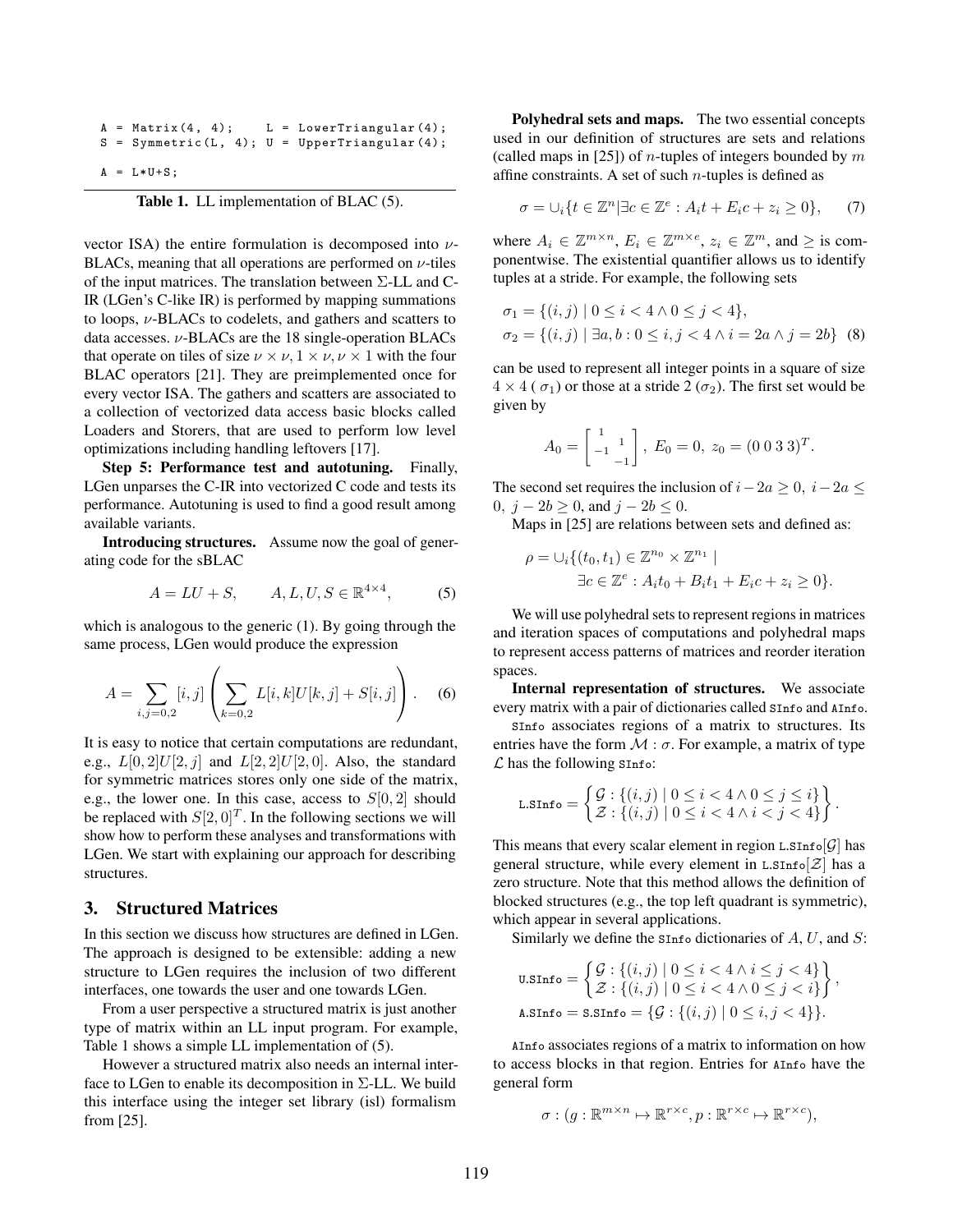```
A = Matrix(4, 4);     L = LowerTriangular(4);
S = Symmetric(L, 4); U = UpperTriangular(4);

A = L*U+S;
```

**Table 1.** LL implementation of BLAC (5).

vector ISA) the entire formulation is decomposed into $\nu$-BLACs, meaning that all operations are performed on $\nu$-tiles of the input matrices. The translation between $\Sigma$-LL and C-IR (LGen's C-like IR) is performed by mapping summations to loops, $\nu$-BLACs to codelets, and gathers and scatters to data accesses. $\nu$-BLACs are the 18 single-operation BLACs that operate on tiles of size $\nu \times \nu, 1 \times \nu, \nu \times 1$ with the four BLAC operators [21]. They are preimplemented once for every vector ISA. The gathers and scatters are associated to a collection of vectorized data access basic blocks called Loaders and Storers, that are used to perform low level optimizations including handling leftovers [17].

**Step 5: Performance test and autotuning.** Finally, LGen unparses the C-IR into vectorized C code and tests its performance. Autotuning is used to find a good result among available variants.

**Introducing structures.** Assume now the goal of generating code for the sBLAC

$$A = LU + S, \qquad A, L, U, S \in \mathbb{R}^{4\times4}, \tag{5}$$

which is analogous to the generic (1). By going through the same process, LGen would produce the expression

$$A = \sum_{i,j=0,2} [i,j] \left( \sum_{k=0,2} L[i,k]U[k,j] + S[i,j] \right). \tag{6}$$

It is easy to notice that certain computations are redundant, e.g., $L[0,2]U[2,j]$ and $L[2,2]U[2,0]$. Also, the standard for symmetric matrices stores only one side of the matrix, e.g., the lower one. In this case, access to $S[0,2]$ should be replaced with $S[2,0]^T$. In the following sections we will show how to perform these analyses and transformations with LGen. We start with explaining our approach for describing structures.

## 3. Structured Matrices

In this section we discuss how structures are defined in LGen. The approach is designed to be extensible: adding a new structure to LGen requires the inclusion of two different interfaces, one towards the user and one towards LGen.

From a user perspective a structured matrix is just another type of matrix within an LL input program. For example, Table 1 shows a simple LL implementation of (5).

However a structured matrix also needs an internal interface to LGen to enable its decomposition in $\Sigma$-LL. We build this interface using the integer set library (isl) formalism from [25].

**Polyhedral sets and maps.** The two essential concepts used in our definition of structures are sets and relations (called maps in [25]) of $n$-tuples of integers bounded by $m$ affine constraints. A set of such $n$-tuples is defined as

$$\sigma = \cup_i \{ t \in \mathbb{Z}^n | \exists c \in \mathbb{Z}^e : A_i t + E_i c + z_i \geq 0 \}, \tag{7}$$

where $A_i \in \mathbb{Z}^{m\times n}$, $E_i \in \mathbb{Z}^{m\times e}$, $z_i \in \mathbb{Z}^m$, and $\geq$ is componentwise. The existential quantifier allows us to identify tuples at a stride. For example, the following sets

$$\begin{aligned} \sigma_1 &= \{(i,j) \mid 0 \leq i < 4 \wedge 0 \leq j < 4\}, \\ \sigma_2 &= \{(i,j) \mid \exists a, b : 0 \leq i, j < 4 \wedge i = 2a \wedge j = 2b\} \end{aligned} \tag{8}$$

can be used to represent all integer points in a square of size $4 \times 4$ ( $\sigma_1$) or those at a stride 2 ($\sigma_2$). The first set would be given by

$$A_0 = \begin{bmatrix} 1 & \\ & 1 \\ -1 & \\ & -1 \end{bmatrix}, \; E_0 = 0, \; z_0 = (0\;0\;3\;3)^T.$$

The second set requires the inclusion of $i - 2a \geq 0$, $i - 2a \leq 0$, $j - 2b \geq 0$, and $j - 2b \leq 0$.

Maps in [25] are relations between sets and defined as:

$$\begin{aligned} \rho = \cup_i \{ (t_0, t_1) \in \mathbb{Z}^{n_0} \times \mathbb{Z}^{n_1} \mid \\ \exists c \in \mathbb{Z}^e : A_i t_0 + B_i t_1 + E_i c + z_i \geq 0 \}. \end{aligned}$$

We will use polyhedral sets to represent regions in matrices and iteration spaces of computations and polyhedral maps to represent access patterns of matrices and reorder iteration spaces.

**Internal representation of structures.** We associate every matrix with a pair of dictionaries called `SInfo` and `AInfo`.

`SInfo` associates regions of a matrix to structures. Its entries have the form $\mathcal{M} : \sigma$. For example, a matrix of type $\mathcal{L}$ has the following `SInfo`:

$$\texttt{L.SInfo} = \left\{ \begin{array}{l} \mathcal{G} : \{(i,j) \mid 0 \leq i < 4 \wedge 0 \leq j \leq i\} \\ \mathcal{Z} : \{(i,j) \mid 0 \leq i < 4 \wedge i < j < 4\} \end{array} \right\}.$$

This means that every scalar element in region $\texttt{L.SInfo}[\mathcal{G}]$ has general structure, while every element in $\texttt{L.SInfo}[\mathcal{Z}]$ has a zero structure. Note that this method allows the definition of blocked structures (e.g., the top left quadrant is symmetric), which appear in several applications.

Similarly we define the `SInfo` dictionaries of $A$, $U$, and $S$:

$$\begin{aligned} \texttt{U.SInfo} &= \left\{ \begin{array}{l} \mathcal{G} : \{(i,j) \mid 0 \leq i < 4 \wedge i \leq j < 4\} \\ \mathcal{Z} : \{(i,j) \mid 0 \leq i < 4 \wedge 0 \leq j < i\} \end{array} \right\}, \\ \texttt{A.SInfo} &= \texttt{S.SInfo} = \{\mathcal{G} : \{(i,j) \mid 0 \leq i, j < 4\}\}. \end{aligned}$$

`AInfo` associates regions of a matrix to information on how to access blocks in that region. Entries for `AInfo` have the general form

$$\sigma : (g : \mathbb{R}^{m\times n} \mapsto \mathbb{R}^{r\times c}, p : \mathbb{R}^{r\times c} \mapsto \mathbb{R}^{r\times c}),$$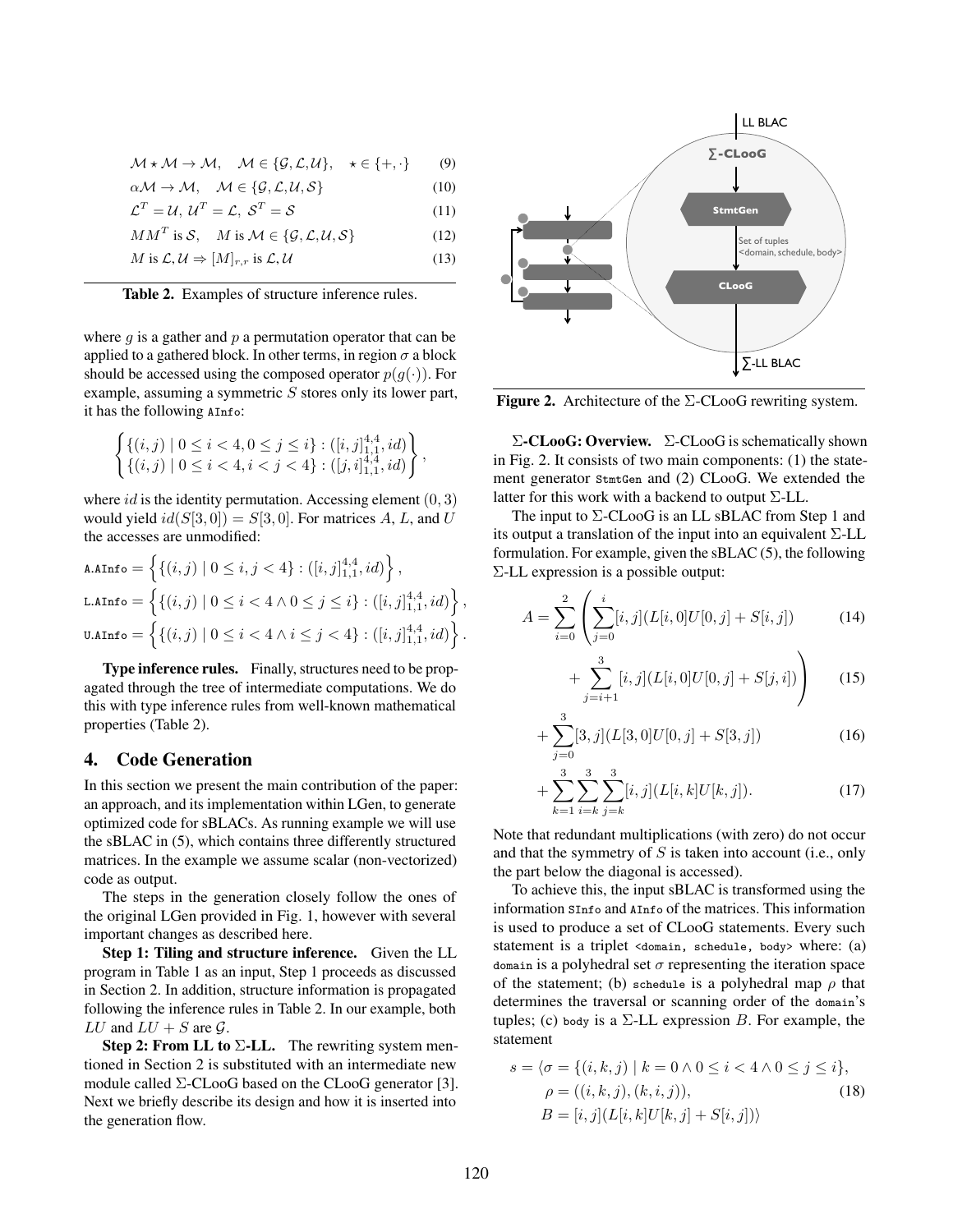$$\mathcal{M} \star \mathcal{M} \rightarrow \mathcal{M}, \quad \mathcal{M} \in \{\mathcal{G}, \mathcal{L}, \mathcal{U}\}, \quad \star \in \{+, \cdot\} \tag{9}$$

$$\alpha \mathcal{M} \rightarrow \mathcal{M}, \quad \mathcal{M} \in \{\mathcal{G}, \mathcal{L}, \mathcal{U}, \mathcal{S}\} \tag{10}$$

$$\mathcal{L}^T = \mathcal{U},\ \mathcal{U}^T = \mathcal{L},\ \mathcal{S}^T = \mathcal{S} \tag{11}$$

$$MM^T \text{ is } \mathcal{S}, \quad M \text{ is } \mathcal{M} \in \{\mathcal{G}, \mathcal{L}, \mathcal{U}, \mathcal{S}\} \tag{12}$$

$$M \text{ is } \mathcal{L}, \mathcal{U} \Rightarrow [M]_{r,r} \text{ is } \mathcal{L}, \mathcal{U} \tag{13}$$

**Table 2.** Examples of structure inference rules.

where $g$ is a gather and $p$ a permutation operator that can be applied to a gathered block. In other terms, in region $\sigma$ a block should be accessed using the composed operator $p(g(\cdot))$. For example, assuming a symmetric $S$ stores only its lower part, it has the following `AInfo`:

$$\begin{Bmatrix} \{(i,j) \mid 0 \le i < 4, 0 \le j \le i\} : ([i,j]_{1,1}^{4,4}, id) \\ \{(i,j) \mid 0 \le i < 4, i < j < 4\} : ([j,i]_{1,1}^{4,4}, id) \end{Bmatrix},$$

where $id$ is the identity permutation. Accessing element $(0, 3)$ would yield $id(S[3, 0]) = S[3, 0]$. For matrices $A$, $L$, and $U$ the accesses are unmodified:

$$\texttt{A.AInfo} = \left\{ \{(i,j) \mid 0 \le i,j < 4\} : ([i,j]_{1,1}^{4,4}, id) \right\},$$

$$\texttt{L.AInfo} = \left\{ \{(i,j) \mid 0 \le i < 4 \wedge 0 \le j \le i\} : ([i,j]_{1,1}^{4,4}, id) \right\},$$

$$\texttt{U.AInfo} = \left\{ \{(i,j) \mid 0 \le i < 4 \wedge i \le j < 4\} : ([i,j]_{1,1}^{4,4}, id) \right\}.$$

**Type inference rules.** Finally, structures need to be propagated through the tree of intermediate computations. We do this with type inference rules from well-known mathematical properties (Table 2).

## 4. Code Generation

In this section we present the main contribution of the paper: an approach, and its implementation within LGen, to generate optimized code for sBLACs. As running example we will use the sBLAC in (5), which contains three differently structured matrices. In the example we assume scalar (non-vectorized) code as output.

The steps in the generation closely follow the ones of the original LGen provided in Fig. 1, however with several important changes as described here.

**Step 1: Tiling and structure inference.** Given the LL program in Table 1 as an input, Step 1 proceeds as discussed in Section 2. In addition, structure information is propagated following the inference rules in Table 2. In our example, both $LU$ and $LU + S$ are $\mathcal{G}$.

**Step 2: From LL to Σ-LL.** The rewriting system mentioned in Section 2 is substituted with an intermediate new module called Σ-CLooG based on the CLooG generator [3]. Next we briefly describe its design and how it is inserted into the generation flow.

**Figure 2.** Architecture of the Σ-CLooG rewriting system.

**Σ-CLooG: Overview.** Σ-CLooG is schematically shown in Fig. 2. It consists of two main components: (1) the statement generator `StmtGen` and (2) CLooG. We extended the latter for this work with a backend to output Σ-LL.

The input to Σ-CLooG is an LL sBLAC from Step 1 and its output a translation of the input into an equivalent Σ-LL formulation. For example, given the sBLAC (5), the following Σ-LL expression is a possible output:

$$A = \sum_{i=0}^{2} \left( \sum_{j=0}^{i} [i,j](L[i,0]U[0,j] + S[i,j]) \right. \tag{14}$$

$$\left. + \sum_{j=i+1}^{3} [i,j](L[i,0]U[0,j] + S[j,i]) \right) \tag{15}$$

$$+ \sum_{j=0}^{3} [3,j](L[3,0]U[0,j] + S[3,j]) \tag{16}$$

$$+ \sum_{k=1}^{3} \sum_{i=k}^{3} \sum_{j=k}^{3} [i,j](L[i,k]U[k,j]). \tag{17}$$

Note that redundant multiplications (with zero) do not occur and that the symmetry of $S$ is taken into account (i.e., only the part below the diagonal is accessed).

To achieve this, the input sBLAC is transformed using the information `SInfo` and `AInfo` of the matrices. This information is used to produce a set of CLooG statements. Every such statement is a triplet `<domain, schedule, body>` where: (a) `domain` is a polyhedral set $\sigma$ representing the iteration space of the statement; (b) `schedule` is a polyhedral map $\rho$ that determines the traversal or scanning order of the `domain`'s tuples; (c) `body` is a Σ-LL expression $B$. For example, the statement

$$\begin{aligned} s = \langle \sigma &= \{(i,k,j) \mid k = 0 \wedge 0 \le i < 4 \wedge 0 \le j \le i\}, \\ \rho &= ((i,k,j),(k,i,j)), \\ B &= [i,j](L[i,k]U[k,j] + S[i,j]) \rangle \end{aligned} \tag{18}$$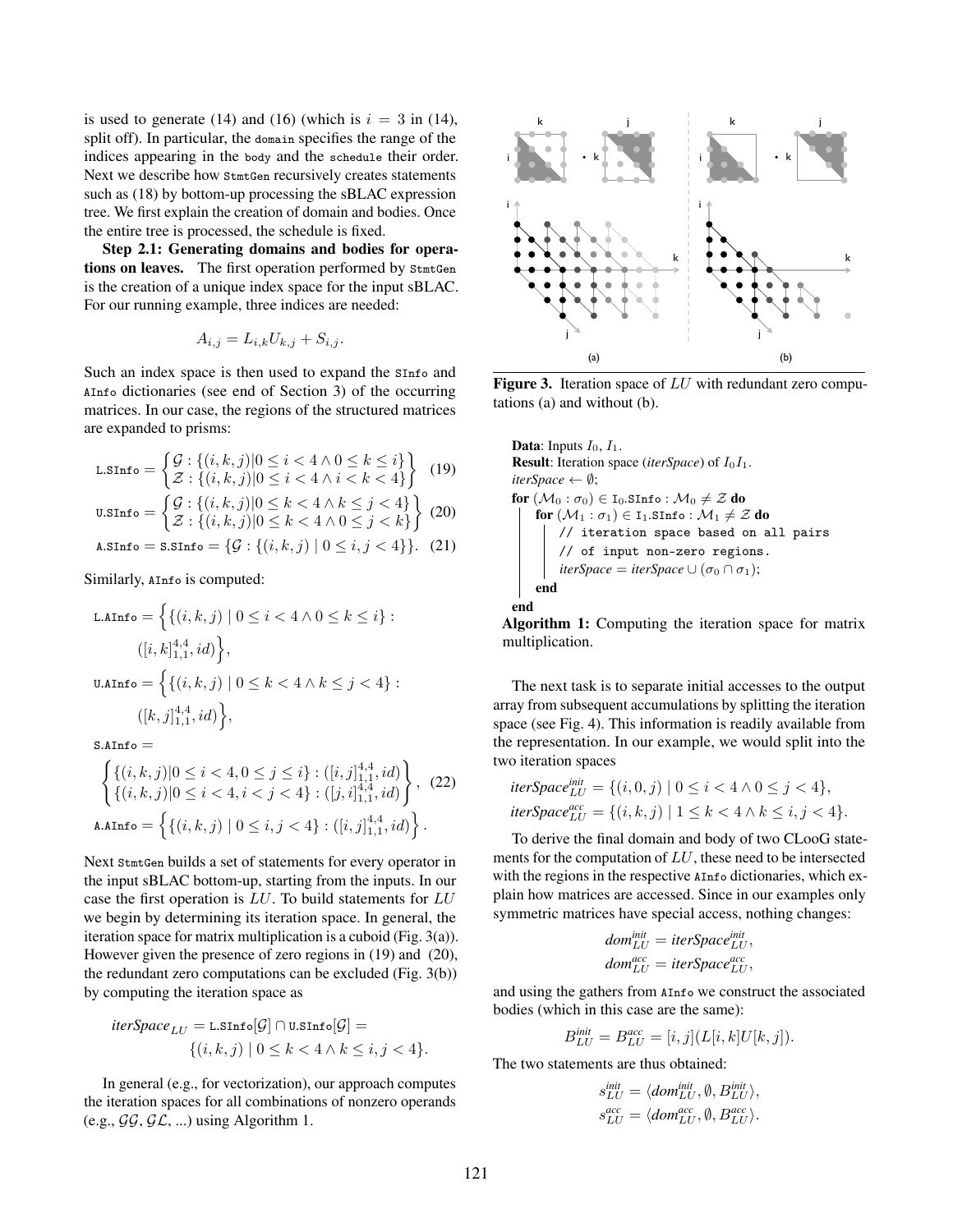is used to generate (14) and (16) (which is $i = 3$ in (14), split off). In particular, the `domain` specifies the range of the indices appearing in the `body` and the `schedule` their order. Next we describe how `StmtGen` recursively creates statements such as (18) by bottom-up processing the sBLAC expression tree. We first explain the creation of domain and bodies. Once the entire tree is processed, the schedule is fixed.

**Step 2.1: Generating domains and bodies for operations on leaves.** The first operation performed by `StmtGen` is the creation of a unique index space for the input sBLAC. For our running example, three indices are needed:

$$A_{i,j} = L_{i,k}U_{k,j} + S_{i,j}.$$

Such an index space is then used to expand the `SInfo` and `AInfo` dictionaries (see end of Section 3) of the occurring matrices. In our case, the regions of the structured matrices are expanded to prisms:

$$\texttt{L.SInfo} = \begin{Bmatrix} \mathcal{G} : \{(i,k,j) | 0 \le i < 4 \land 0 \le k \le i\} \\ \mathcal{Z} : \{(i,k,j) | 0 \le i < 4 \land i < k < 4\} \end{Bmatrix} \quad (19)$$

$$\texttt{U.SInfo} = \begin{Bmatrix} \mathcal{G} : \{(i,k,j) | 0 \le k < 4 \land k \le j < 4\} \\ \mathcal{Z} : \{(i,k,j) | 0 \le k < 4 \land 0 \le j < k\} \end{Bmatrix} \quad (20)$$

$$\texttt{A.SInfo} = \texttt{S.SInfo} = \{\mathcal{G} : \{(i,k,j) \mid 0 \le i,j < 4\}\}. \quad (21)$$

Similarly, `AInfo` is computed:

$$\texttt{L.AInfo} = \Big\{\{(i,k,j) \mid 0 \le i < 4 \land 0 \le k \le i\} : ([i,k]^{4,4}_{1,1}, id)\Big\},$$

$$\texttt{U.AInfo} = \Big\{\{(i,k,j) \mid 0 \le k < 4 \land k \le j < 4\} : ([k,j]^{4,4}_{1,1}, id)\Big\},$$

$$\texttt{S.AInfo} = \begin{Bmatrix} \{(i,k,j) | 0 \le i < 4, 0 \le j \le i\} : ([i,j]^{4,4}_{1,1}, id) \\ \{(i,k,j) | 0 \le i < 4, i < j < 4\} : ([j,i]^{4,4}_{1,1}, id) \end{Bmatrix}, \quad (22)$$

$$\texttt{A.AInfo} = \Big\{\{(i,k,j) \mid 0 \le i,j < 4\} : ([i,j]^{4,4}_{1,1}, id)\Big\}.$$

Next `StmtGen` builds a set of statements for every operator in the input sBLAC bottom-up, starting from the inputs. In our case the first operation is $LU$. To build statements for $LU$ we begin by determining its iteration space. In general, the iteration space for matrix multiplication is a cuboid (Fig. 3(a)). However given the presence of zero regions in (19) and (20), the redundant zero computations can be excluded (Fig. 3(b)) by computing the iteration space as

$$\textit{iterSpace}_{LU} = \texttt{L.SInfo}[\mathcal{G}] \cap \texttt{U.SInfo}[\mathcal{G}] = \{(i,k,j) \mid 0 \le k < 4 \land k \le i,j < 4\}.$$

In general (e.g., for vectorization), our approach computes the iteration spaces for all combinations of nonzero operands (e.g., $\mathcal{GG}$, $\mathcal{GL}$, ...) using Algorithm 1.

Figure 3. Iteration space of $LU$ with redundant zero computations (a) and without (b).

```
Data: Inputs I0, I1.
Result: Iteration space (iterSpace) of I0 I1.
iterSpace ← ∅;
for (M0 : σ0) ∈ I0.SInfo : M0 ≠ Z do
    for (M1 : σ1) ∈ I1.SInfo : M1 ≠ Z do
        // iteration space based on all pairs
        // of input non-zero regions.
        iterSpace = iterSpace ∪ (σ0 ∩ σ1);
    end
end
```

**Algorithm 1:** Computing the iteration space for matrix multiplication.

The next task is to separate initial accesses to the output array from subsequent accumulations by splitting the iteration space (see Fig. 4). This information is readily available from the representation. In our example, we would split into the two iteration spaces

$$\textit{iterSpace}^{init}_{LU} = \{(i,0,j) \mid 0 \le i < 4 \land 0 \le j < 4\},$$
$$\textit{iterSpace}^{acc}_{LU} = \{(i,k,j) \mid 1 \le k < 4 \land k \le i,j < 4\}.$$

To derive the final domain and body of two CLooG statements for the computation of $LU$, these need to be intersected with the regions in the respective `AInfo` dictionaries, which explain how matrices are accessed. Since in our examples only symmetric matrices have special access, nothing changes:

$$\textit{dom}^{init}_{LU} = \textit{iterSpace}^{init}_{LU},$$
$$\textit{dom}^{acc}_{LU} = \textit{iterSpace}^{acc}_{LU},$$

and using the gathers from `AInfo` we construct the associated bodies (which in this case are the same):

$$B^{init}_{LU} = B^{acc}_{LU} = [i,j](L[i,k]U[k,j]).$$

The two statements are thus obtained:

$$s^{init}_{LU} = \langle \textit{dom}^{init}_{LU}, \emptyset, B^{init}_{LU}\rangle,$$
$$s^{acc}_{LU} = \langle \textit{dom}^{acc}_{LU}, \emptyset, B^{acc}_{LU}\rangle.$$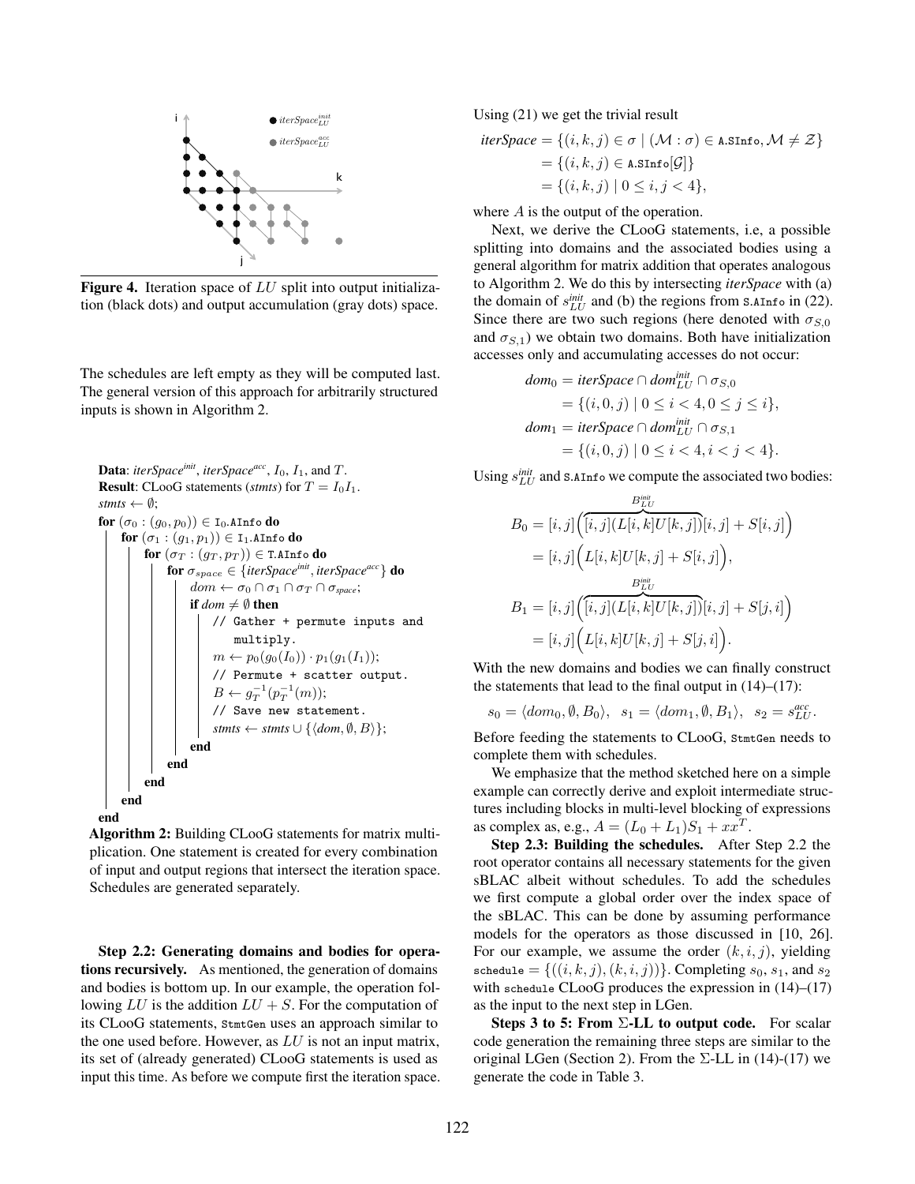Figure 4. Iteration space of $LU$ split into output initialization (black dots) and output accumulation (gray dots) space.

The schedules are left empty as they will be computed last. The general version of this approach for arbitrarily structured inputs is shown in Algorithm 2.

```
Data: iterSpace^init, iterSpace^acc, I_0, I_1, and T.
Result: CLooG statements (stmts) for T = I_0 I_1.
stmts ← ∅;
for (σ_0 : (g_0, p_0)) ∈ I0.AInfo do
    for (σ_1 : (g_1, p_1)) ∈ I1.AInfo do
        for (σ_T : (g_T, p_T)) ∈ T.AInfo do
            for σ_space ∈ {iterSpace^init, iterSpace^acc} do
                dom ← σ_0 ∩ σ_1 ∩ σ_T ∩ σ_space;
                if dom ≠ ∅ then
                    // Gather + permute inputs and
                       multiply.
                    m ← p_0(g_0(I_0)) · p_1(g_1(I_1));
                    // Permute + scatter output.
                    B ← g_T^{-1}(p_T^{-1}(m));
                    // Save new statement.
                    stmts ← stmts ∪ {⟨dom, ∅, B⟩};
                end
            end
        end
    end
end
```

**Algorithm 2:** Building CLooG statements for matrix multiplication. One statement is created for every combination of input and output regions that intersect the iteration space. Schedules are generated separately.

**Step 2.2: Generating domains and bodies for operations recursively.** As mentioned, the generation of domains and bodies is bottom up. In our example, the operation following $LU$ is the addition $LU + S$. For the computation of its CLooG statements, `StmtGen` uses an approach similar to the one used before. However, as $LU$ is not an input matrix, its set of (already generated) CLooG statements is used as input this time. As before we compute first the iteration space. Using (21) we get the trivial result

$$\begin{aligned}
\textit{iterSpace} &= \{(i,k,j) \in \sigma \mid (\mathcal{M} : \sigma) \in \texttt{A.SInfo}, \mathcal{M} \neq \mathcal{Z}\} \\
&= \{(i,k,j) \in \texttt{A.SInfo}[\mathcal{G}]\} \\
&= \{(i,k,j) \mid 0 \leq i,j < 4\},
\end{aligned}$$

where $A$ is the output of the operation.

Next, we derive the CLooG statements, i.e, a possible splitting into domains and the associated bodies using a general algorithm for matrix addition that operates analogous to Algorithm 2. We do this by intersecting *iterSpace* with (a) the domain of $s_{LU}^{init}$ and (b) the regions from `S.AInfo` in (22). Since there are two such regions (here denoted with $\sigma_{S,0}$ and $\sigma_{S,1}$) we obtain two domains. Both have initialization accesses only and accumulating accesses do not occur:

$$\begin{aligned}
dom_0 &= \textit{iterSpace} \cap dom_{LU}^{init} \cap \sigma_{S,0} \\
&= \{(i,0,j) \mid 0 \leq i < 4, 0 \leq j \leq i\}, \\
dom_1 &= \textit{iterSpace} \cap dom_{LU}^{init} \cap \sigma_{S,1} \\
&= \{(i,0,j) \mid 0 \leq i < 4, i < j < 4\}.
\end{aligned}$$

Using $s_{LU}^{init}$ and `S.AInfo` we compute the associated two bodies:

$$\begin{aligned}
B_0 &= [i,j]\Big(\overbrace{[i,j](L[i,k]U[k,j])}^{B_{LU}^{init}}[i,j] + S[i,j]\Big) \\
&= [i,j]\Big(L[i,k]U[k,j] + S[i,j]\Big), \\
B_1 &= [i,j]\Big(\overbrace{[i,j](L[i,k]U[k,j])}^{B_{LU}^{init}}[i,j] + S[j,i]\Big) \\
&= [i,j]\Big(L[i,k]U[k,j] + S[j,i]\Big).
\end{aligned}$$

With the new domains and bodies we can finally construct the statements that lead to the final output in (14)–(17):

$$s_0 = \langle dom_0, \emptyset, B_0\rangle, \quad s_1 = \langle dom_1, \emptyset, B_1\rangle, \quad s_2 = s_{LU}^{acc}.$$

Before feeding the statements to CLooG, `StmtGen` needs to complete them with schedules.

We emphasize that the method sketched here on a simple example can correctly derive and exploit intermediate structures including blocks in multi-level blocking of expressions as complex as, e.g., $A = (L_0 + L_1)S_1 + xx^T$.

**Step 2.3: Building the schedules.** After Step 2.2 the root operator contains all necessary statements for the given sBLAC albeit without schedules. To add the schedules we first compute a global order over the index space of the sBLAC. This can be done by assuming performance models for the operators as those discussed in [10, 26]. For our example, we assume the order $(k, i, j)$, yielding $\texttt{schedule} = \{((i,k,j),(k,i,j))\}$. Completing $s_0$, $s_1$, and $s_2$ with `schedule` CLooG produces the expression in (14)–(17) as the input to the next step in LGen.

**Steps 3 to 5: From Σ-LL to output code.** For scalar code generation the remaining three steps are similar to the original LGen (Section 2). From the Σ-LL in (14)-(17) we generate the code in Table 3.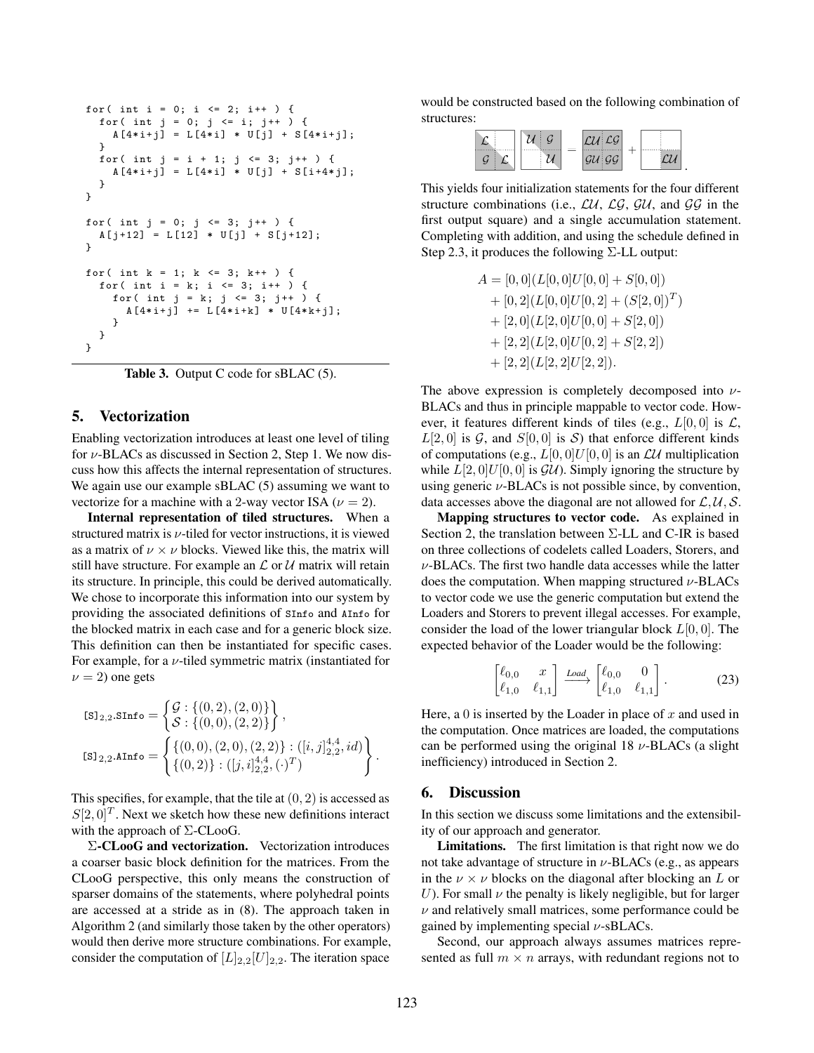```
for( int i = 0; i <= 2; i++ ) {
  for( int j = 0; j <= i; j++ ) {
    A[4*i+j] = L[4*i] * U[j] + S[4*i+j];
  }
  for( int j = i + 1; j <= 3; j++ ) {
    A[4*i+j] = L[4*i] * U[j] + S[i+4*j];
  }
}

for( int j = 0; j <= 3; j++ ) {
  A[j+12] = L[12] * U[j] + S[j+12];
}

for( int k = 1; k <= 3; k++ ) {
  for( int i = k; i <= 3; i++ ) {
    for( int j = k; j <= 3; j++ ) {
      A[4*i+j] += L[4*i+k] * U[4*k+j];
    }
  }
}
```

**Table 3.** Output C code for sBLAC (5).

## 5. Vectorization

Enabling vectorization introduces at least one level of tiling for $\nu$-BLACs as discussed in Section 2, Step 1. We now discuss how this affects the internal representation of structures. We again use our example sBLAC (5) assuming we want to vectorize for a machine with a 2-way vector ISA ($\nu = 2$).

**Internal representation of tiled structures.** When a structured matrix is $\nu$-tiled for vector instructions, it is viewed as a matrix of $\nu \times \nu$ blocks. Viewed like this, the matrix will still have structure. For example an $\mathcal{L}$ or $\mathcal{U}$ matrix will retain its structure. In principle, this could be derived automatically. We chose to incorporate this information into our system by providing the associated definitions of `SInfo` and `AInfo` for the blocked matrix in each case and for a generic block size. This definition can then be instantiated for specific cases. For example, for a $\nu$-tiled symmetric matrix (instantiated for $\nu = 2$) one gets

$$\texttt{[S]}_{2,2}\texttt{.SInfo} = \begin{Bmatrix} \mathcal{G} : \{(0,2),(2,0)\} \\ \mathcal{S} : \{(0,0),(2,2)\} \end{Bmatrix},$$

$$\texttt{[S]}_{2,2}\texttt{.AInfo} = \begin{Bmatrix} \{(0,0),(2,0),(2,2)\} : ([i,j]^{4,4}_{2,2}, id) \\ \{(0,2)\} : ([j,i]^{4,4}_{2,2}, (\cdot)^T) \end{Bmatrix}.$$

This specifies, for example, that the tile at $(0, 2)$ is accessed as $S[2, 0]^T$. Next we sketch how these new definitions interact with the approach of $\Sigma$-CLooG.

**$\Sigma$-CLooG and vectorization.** Vectorization introduces a coarser basic block definition for the matrices. From the CLooG perspective, this only means the construction of sparser domains of the statements, where polyhedral points are accessed at a stride as in (8). The approach taken in Algorithm 2 (and similarly those taken by the other operators) would then derive more structure combinations. For example, consider the computation of $[L]_{2,2}[U]_{2,2}$. The iteration space would be constructed based on the following combination of structures:

$$\begin{bmatrix} \mathcal{L} & \\ \mathcal{G} & \mathcal{L} \end{bmatrix} \begin{bmatrix} \mathcal{U} & \mathcal{G} \\ & \mathcal{U} \end{bmatrix} = \begin{bmatrix} \mathcal{LU} & \mathcal{LG} \\ \mathcal{GU} & \mathcal{GG} \end{bmatrix} + \begin{bmatrix} & \\ & \mathcal{LU} \end{bmatrix}.$$

This yields four initialization statements for the four different structure combinations (i.e., $\mathcal{LU}$, $\mathcal{LG}$, $\mathcal{GU}$, and $\mathcal{GG}$ in the first output square) and a single accumulation statement. Completing with addition, and using the schedule defined in Step 2.3, it produces the following $\Sigma$-LL output:

$$\begin{aligned} A = {} & [0,0](L[0,0]U[0,0] + S[0,0]) \\ & + [0,2](L[0,0]U[0,2] + (S[2,0])^T) \\ & + [2,0](L[2,0]U[0,0] + S[2,0]) \\ & + [2,2](L[2,0]U[0,2] + S[2,2]) \\ & + [2,2](L[2,2]U[2,2]). \end{aligned}$$

The above expression is completely decomposed into $\nu$-BLACs and thus in principle mappable to vector code. However, it features different kinds of tiles (e.g., $L[0, 0]$ is $\mathcal{L}$, $L[2, 0]$ is $\mathcal{G}$, and $S[0, 0]$ is $\mathcal{S}$) that enforce different kinds of computations (e.g., $L[0, 0]U[0, 0]$ is an $\mathcal{LU}$ multiplication while $L[2, 0]U[0, 0]$ is $\mathcal{GU}$). Simply ignoring the structure by using generic $\nu$-BLACs is not possible since, by convention, data accesses above the diagonal are not allowed for $\mathcal{L}, \mathcal{U}, \mathcal{S}$.

**Mapping structures to vector code.** As explained in Section 2, the translation between $\Sigma$-LL and C-IR is based on three collections of codelets called Loaders, Storers, and $\nu$-BLACs. The first two handle data accesses while the latter does the computation. When mapping structured $\nu$-BLACs to vector code we use the generic computation but extend the Loaders and Storers to prevent illegal accesses. For example, consider the load of the lower triangular block $L[0, 0]$. The expected behavior of the Loader would be the following:

$$\begin{bmatrix} \ell_{0,0} & x \\ \ell_{1,0} & \ell_{1,1} \end{bmatrix} \xrightarrow{\textit{Load}} \begin{bmatrix} \ell_{0,0} & 0 \\ \ell_{1,0} & \ell_{1,1} \end{bmatrix}. \tag{23}$$

Here, a 0 is inserted by the Loader in place of $x$ and used in the computation. Once matrices are loaded, the computations can be performed using the original 18 $\nu$-BLACs (a slight inefficiency) introduced in Section 2.

## 6. Discussion

In this section we discuss some limitations and the extensibility of our approach and generator.

**Limitations.** The first limitation is that right now we do not take advantage of structure in $\nu$-BLACs (e.g., as appears in the $\nu \times \nu$ blocks on the diagonal after blocking an $L$ or $U$). For small $\nu$ the penalty is likely negligible, but for larger $\nu$ and relatively small matrices, some performance could be gained by implementing special $\nu$-sBLACs.

Second, our approach always assumes matrices represented as full $m \times n$ arrays, with redundant regions not to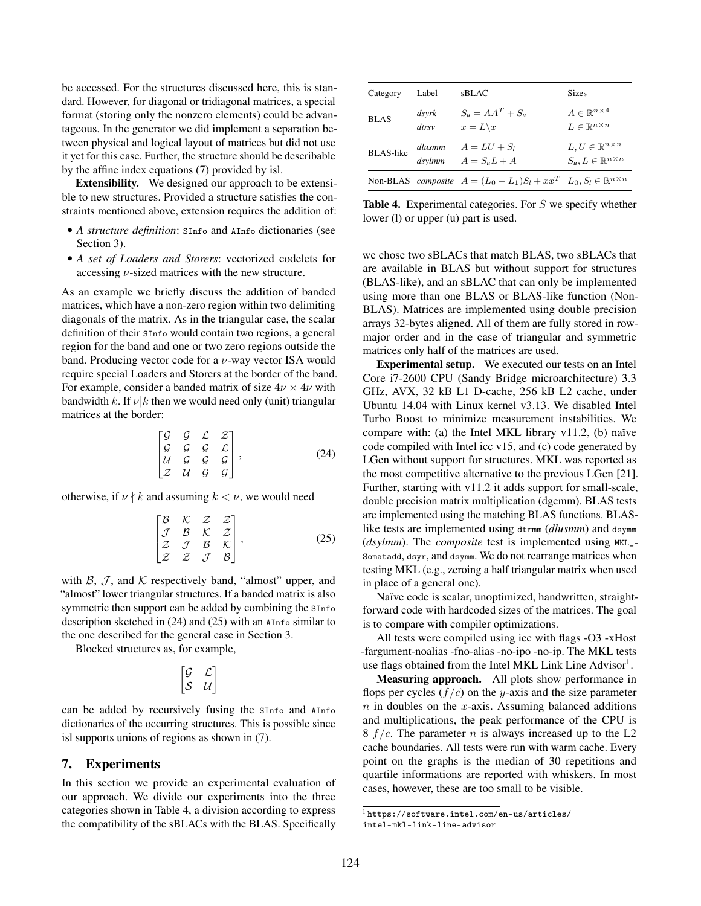be accessed. For the structures discussed here, this is standard. However, for diagonal or tridiagonal matrices, a special format (storing only the nonzero elements) could be advantageous. In the generator we did implement a separation between physical and logical layout of matrices but did not use it yet for this case. Further, the structure should be describable by the affine index equations (7) provided by isl.

**Extensibility.** We designed our approach to be extensible to new structures. Provided a structure satisfies the constraints mentioned above, extension requires the addition of:

- *A structure definition*: `SInfo` and `AInfo` dictionaries (see Section 3).
- *A set of Loaders and Storers*: vectorized codelets for accessing $\nu$-sized matrices with the new structure.

As an example we briefly discuss the addition of banded matrices, which have a non-zero region within two delimiting diagonals of the matrix. As in the triangular case, the scalar definition of their `SInfo` would contain two regions, a general region for the band and one or two zero regions outside the band. Producing vector code for a $\nu$-way vector ISA would require special Loaders and Storers at the border of the band. For example, consider a banded matrix of size $4\nu \times 4\nu$ with bandwidth $k$. If $\nu | k$ then we would need only (unit) triangular matrices at the border:

$$\begin{bmatrix} \mathcal{G} & \mathcal{G} & \mathcal{L} & \mathcal{Z} \\ \mathcal{G} & \mathcal{G} & \mathcal{G} & \mathcal{L} \\ \mathcal{U} & \mathcal{G} & \mathcal{G} & \mathcal{G} \\ \mathcal{Z} & \mathcal{U} & \mathcal{G} & \mathcal{G} \end{bmatrix}, \tag{24}$$

otherwise, if $\nu \nmid k$ and assuming $k < \nu$, we would need

$$\begin{bmatrix} \mathcal{B} & \mathcal{K} & \mathcal{Z} & \mathcal{Z} \\ \mathcal{J} & \mathcal{B} & \mathcal{K} & \mathcal{Z} \\ \mathcal{Z} & \mathcal{J} & \mathcal{B} & \mathcal{K} \\ \mathcal{Z} & \mathcal{Z} & \mathcal{J} & \mathcal{B} \end{bmatrix}, \tag{25}$$

with $\mathcal{B}$, $\mathcal{J}$, and $\mathcal{K}$ respectively band, "almost" upper, and "almost" lower triangular structures. If a banded matrix is also symmetric then support can be added by combining the `SInfo` description sketched in (24) and (25) with an `AInfo` similar to the one described for the general case in Section 3.

Blocked structures as, for example,

$$\begin{bmatrix} \mathcal{G} & \mathcal{L} \\ \mathcal{S} & \mathcal{U} \end{bmatrix}$$

can be added by recursively fusing the `SInfo` and `AInfo` dictionaries of the occurring structures. This is possible since isl supports unions of regions as shown in (7).

## 7. Experiments

In this section we provide an experimental evaluation of our approach. We divide our experiments into the three categories shown in Table 4, a division according to express the compatibility of the sBLACs with the BLAS. Specifically

| Category | Label | sBLAC | Sizes |
|---|---|---|---|
| BLAS | *dsyrk* | $S_u = AA^T + S_u$ | $A \in \mathbb{R}^{n\times 4}$ |
| | *dtrsv* | $x = L \backslash x$ | $L \in \mathbb{R}^{n\times n}$ |
| BLAS-like | *dlusmm* | $A = LU + S_l$ | $L, U \in \mathbb{R}^{n\times n}$ |
| | *dsylmm* | $A = S_u L + A$ | $S_u, L \in \mathbb{R}^{n\times n}$ |
| Non-BLAS | *composite* | $A = (L_0 + L_1)S_l + xx^T$ | $L_0, S_l \in \mathbb{R}^{n\times n}$ |

**Table 4.** Experimental categories. For $S$ we specify whether lower (l) or upper (u) part is used.

we chose two sBLACs that match BLAS, two sBLACs that are available in BLAS but without support for structures (BLAS-like), and an sBLAC that can only be implemented using more than one BLAS or BLAS-like function (Non-BLAS). Matrices are implemented using double precision arrays 32-bytes aligned. All of them are fully stored in row-major order and in the case of triangular and symmetric matrices only half of the matrices are used.

**Experimental setup.** We executed our tests on an Intel Core i7-2600 CPU (Sandy Bridge microarchitecture) 3.3 GHz, AVX, 32 kB L1 D-cache, 256 kB L2 cache, under Ubuntu 14.04 with Linux kernel v3.13. We disabled Intel Turbo Boost to minimize measurement instabilities. We compare with: (a) the Intel MKL library v11.2, (b) naïve code compiled with Intel icc v15, and (c) code generated by LGen without support for structures. MKL was reported as the most competitive alternative to the previous LGen [21]. Further, starting with v11.2 it adds support for small-scale, double precision matrix multiplication (dgemm). BLAS tests are implemented using the matching BLAS functions. BLAS-like tests are implemented using `dtrmm` (*dlusmm*) and `dsymm` (*dsylmm*). The *composite* test is implemented using `MKL_Somatadd`, `dsyr`, and `dsymm`. We do not rearrange matrices when testing MKL (e.g., zeroing a half triangular matrix when used in place of a general one).

Naïve code is scalar, unoptimized, handwritten, straightforward code with hardcoded sizes of the matrices. The goal is to compare with compiler optimizations.

All tests were compiled using icc with flags -O3 -xHost -fargument-noalias -fno-alias -no-ipo -no-ip. The MKL tests use flags obtained from the Intel MKL Link Line Advisor[1].

**Measuring approach.** All plots show performance in flops per cycles ($f/c$) on the $y$-axis and the size parameter $n$ in doubles on the $x$-axis. Assuming balanced additions and multiplications, the peak performance of the CPU is 8 $f/c$. The parameter $n$ is always increased up to the L2 cache boundaries. All tests were run with warm cache. Every point on the graphs is the median of 30 repetitions and quartile informations are reported with whiskers. In most cases, however, these are too small to be visible.

[1] `https://software.intel.com/en-us/articles/intel-mkl-link-line-advisor`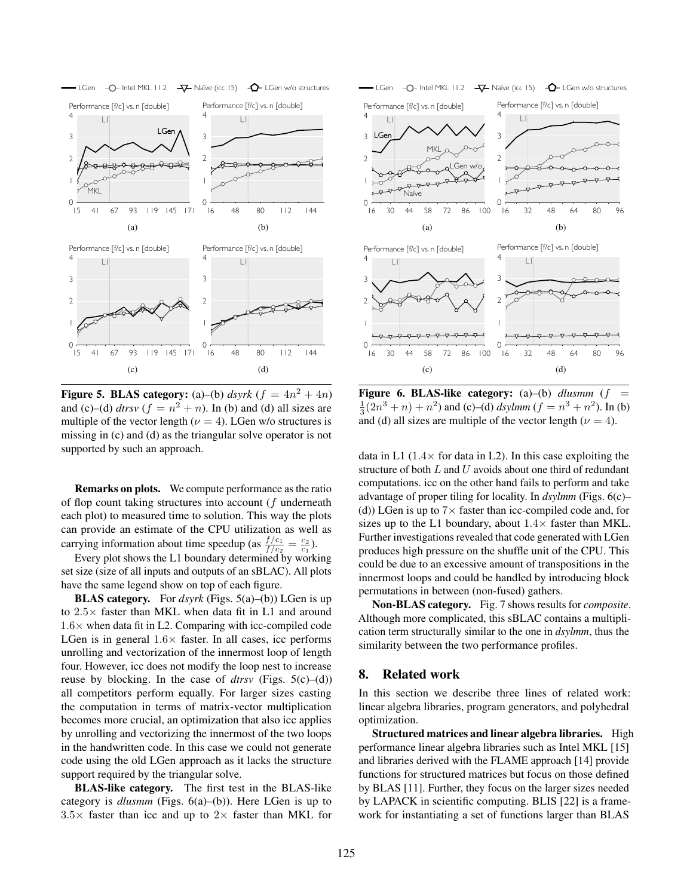**Figure 5. BLAS category:** (a)–(b) *dsyrk* ($f = 4n^2 + 4n$) and (c)–(d) *dtrsv* ($f = n^2 + n$). In (b) and (d) all sizes are multiple of the vector length ($\nu = 4$). LGen w/o structures is missing in (c) and (d) as the triangular solve operator is not supported by such an approach.

**Figure 6. BLAS-like category:** (a)–(b) *dlusmm* ($f = \frac{1}{3}(2n^3 + n) + n^2$) and (c)–(d) *dsylmm* ($f = n^3 + n^2$). In (b) and (d) all sizes are multiple of the vector length ($\nu = 4$).

**Remarks on plots.** We compute performance as the ratio of flop count taking structures into account ($f$ underneath each plot) to measured time to solution. This way the plots can provide an estimate of the CPU utilization as well as carrying information about time speedup (as $\frac{f/c_1}{f/c_2} = \frac{c_2}{c_1}$).

Every plot shows the L1 boundary determined by working set size (size of all inputs and outputs of an sBLAC). All plots have the same legend show on top of each figure.

**BLAS category.** For *dsyrk* (Figs. 5(a)–(b)) LGen is up to $2.5\times$ faster than MKL when data fit in L1 and around $1.6\times$ when data fit in L2. Comparing with icc-compiled code LGen is in general $1.6\times$ faster. In all cases, icc performs unrolling and vectorization of the innermost loop of length four. However, icc does not modify the loop nest to increase reuse by blocking. In the case of *dtrsv* (Figs. 5(c)–(d)) all competitors perform equally. For larger sizes casting the computation in terms of matrix-vector multiplication becomes more crucial, an optimization that also icc applies by unrolling and vectorizing the innermost of the two loops in the handwritten code. In this case we could not generate code using the old LGen approach as it lacks the structure support required by the triangular solve.

**BLAS-like category.** The first test in the BLAS-like category is *dlusmm* (Figs. 6(a)–(b)). Here LGen is up to $3.5\times$ faster than icc and up to $2\times$ faster than MKL for data in L1 ($1.4\times$ for data in L2). In this case exploiting the structure of both $L$ and $U$ avoids about one third of redundant computations. icc on the other hand fails to perform and take advantage of proper tiling for locality. In *dsylmm* (Figs. 6(c)–(d)) LGen is up to $7\times$ faster than icc-compiled code and, for sizes up to the L1 boundary, about $1.4\times$ faster than MKL. Further investigations revealed that code generated with LGen produces high pressure on the shuffle unit of the CPU. This could be due to an excessive amount of transpositions in the innermost loops and could be handled by introducing block permutations in between (non-fused) gathers.

**Non-BLAS category.** Fig. 7 shows results for *composite*. Although more complicated, this sBLAC contains a multiplication term structurally similar to the one in *dsylmm*, thus the similarity between the two performance profiles.

## 8. Related work

In this section we describe three lines of related work: linear algebra libraries, program generators, and polyhedral optimization.

**Structured matrices and linear algebra libraries.** High performance linear algebra libraries such as Intel MKL [15] and libraries derived with the FLAME approach [14] provide functions for structured matrices but focus on those defined by BLAS [11]. Further, they focus on the larger sizes needed by LAPACK in scientific computing. BLIS [22] is a framework for instantiating a set of functions larger than BLAS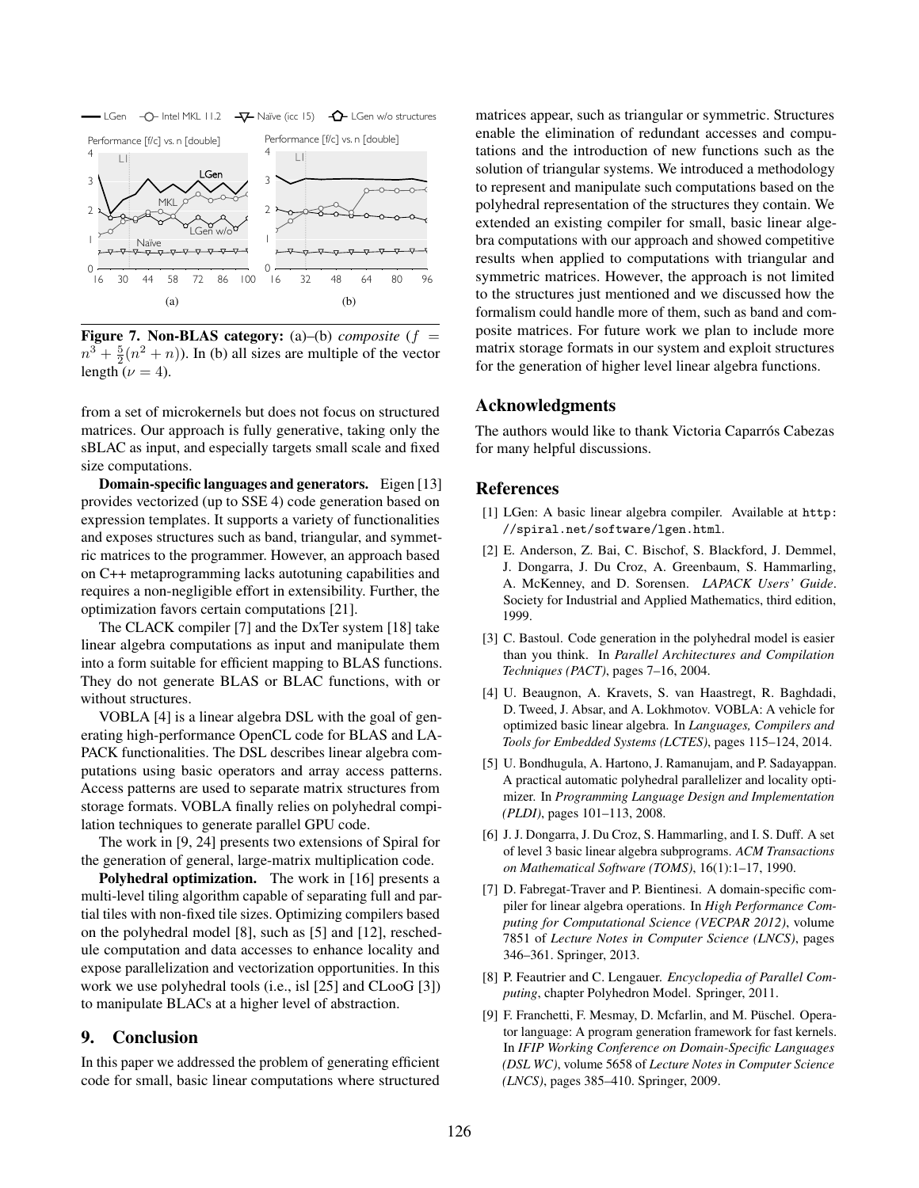**Figure 7. Non-BLAS category:** (a)–(b) *composite* ($f = n^3 + \frac{5}{2}(n^2 + n)$). In (b) all sizes are multiple of the vector length ($\nu = 4$).

from a set of microkernels but does not focus on structured matrices. Our approach is fully generative, taking only the sBLAC as input, and especially targets small scale and fixed size computations.

**Domain-specific languages and generators.** Eigen [13] provides vectorized (up to SSE 4) code generation based on expression templates. It supports a variety of functionalities and exposes structures such as band, triangular, and symmetric matrices to the programmer. However, an approach based on C++ metaprogramming lacks autotuning capabilities and requires a non-negligible effort in extensibility. Further, the optimization favors certain computations [21].

The CLACK compiler [7] and the DxTer system [18] take linear algebra computations as input and manipulate them into a form suitable for efficient mapping to BLAS functions. They do not generate BLAS or BLAC functions, with or without structures.

VOBLA [4] is a linear algebra DSL with the goal of generating high-performance OpenCL code for BLAS and LAPACK functionalities. The DSL describes linear algebra computations using basic operators and array access patterns. Access patterns are used to separate matrix structures from storage formats. VOBLA finally relies on polyhedral compilation techniques to generate parallel GPU code.

The work in [9, 24] presents two extensions of Spiral for the generation of general, large-matrix multiplication code.

**Polyhedral optimization.** The work in [16] presents a multi-level tiling algorithm capable of separating full and partial tiles with non-fixed tile sizes. Optimizing compilers based on the polyhedral model [8], such as [5] and [12], reschedule computation and data accesses to enhance locality and expose parallelization and vectorization opportunities. In this work we use polyhedral tools (i.e., isl [25] and CLooG [3]) to manipulate BLACs at a higher level of abstraction.

## 9. Conclusion

In this paper we addressed the problem of generating efficient code for small, basic linear computations where structured matrices appear, such as triangular or symmetric. Structures enable the elimination of redundant accesses and computations and the introduction of new functions such as the solution of triangular systems. We introduced a methodology to represent and manipulate such computations based on the polyhedral representation of the structures they contain. We extended an existing compiler for small, basic linear algebra computations with our approach and showed competitive results when applied to computations with triangular and symmetric matrices. However, the approach is not limited to the structures just mentioned and we discussed how the formalism could handle more of them, such as band and composite matrices. For future work we plan to include more matrix storage formats in our system and exploit structures for the generation of higher level linear algebra functions.

## Acknowledgments

The authors would like to thank Victoria Caparrós Cabezas for many helpful discussions.

## References

[1] LGen: A basic linear algebra compiler. Available at `http://spiral.net/software/lgen.html`.

[2] E. Anderson, Z. Bai, C. Bischof, S. Blackford, J. Demmel, J. Dongarra, J. Du Croz, A. Greenbaum, S. Hammarling, A. McKenney, and D. Sorensen. *LAPACK Users' Guide*. Society for Industrial and Applied Mathematics, third edition, 1999.

[3] C. Bastoul. Code generation in the polyhedral model is easier than you think. In *Parallel Architectures and Compilation Techniques (PACT)*, pages 7–16, 2004.

[4] U. Beaugnon, A. Kravets, S. van Haastregt, R. Baghdadi, D. Tweed, J. Absar, and A. Lokhmotov. VOBLA: A vehicle for optimized basic linear algebra. In *Languages, Compilers and Tools for Embedded Systems (LCTES)*, pages 115–124, 2014.

[5] U. Bondhugula, A. Hartono, J. Ramanujam, and P. Sadayappan. A practical automatic polyhedral parallelizer and locality optimizer. In *Programming Language Design and Implementation (PLDI)*, pages 101–113, 2008.

[6] J. J. Dongarra, J. Du Croz, S. Hammarling, and I. S. Duff. A set of level 3 basic linear algebra subprograms. *ACM Transactions on Mathematical Software (TOMS)*, 16(1):1–17, 1990.

[7] D. Fabregat-Traver and P. Bientinesi. A domain-specific compiler for linear algebra operations. In *High Performance Computing for Computational Science (VECPAR 2012)*, volume 7851 of *Lecture Notes in Computer Science (LNCS)*, pages 346–361. Springer, 2013.

[8] P. Feautrier and C. Lengauer. *Encyclopedia of Parallel Computing*, chapter Polyhedron Model. Springer, 2011.

[9] F. Franchetti, F. Mesmay, D. Mcfarlin, and M. Püschel. Operator language: A program generation framework for fast kernels. In *IFIP Working Conference on Domain-Specific Languages (DSL WC)*, volume 5658 of *Lecture Notes in Computer Science (LNCS)*, pages 385–410. Springer, 2009.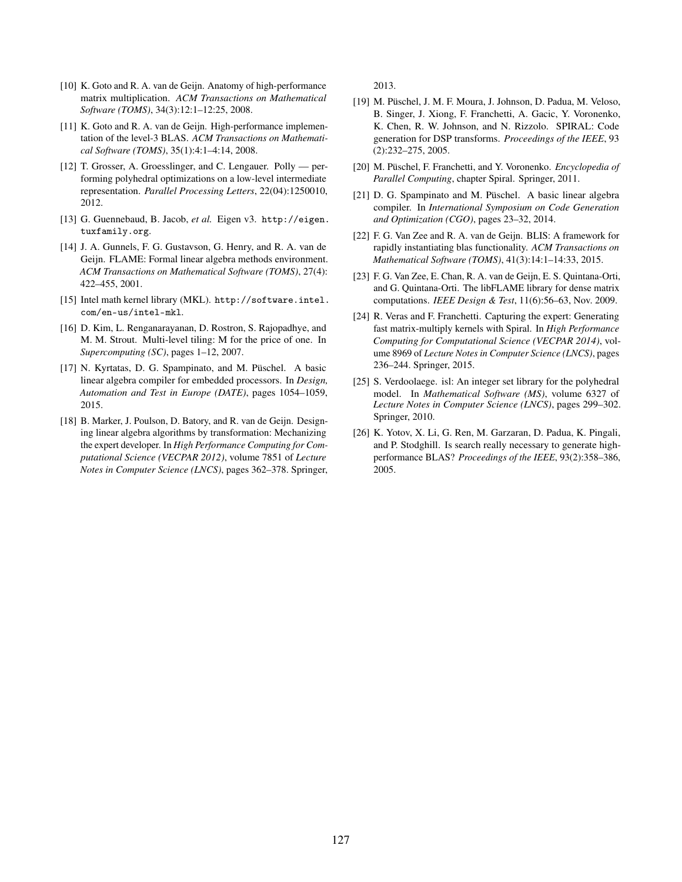[10] K. Goto and R. A. van de Geijn. Anatomy of high-performance matrix multiplication. *ACM Transactions on Mathematical Software (TOMS)*, 34(3):12:1–12:25, 2008.

[11] K. Goto and R. A. van de Geijn. High-performance implementation of the level-3 BLAS. *ACM Transactions on Mathematical Software (TOMS)*, 35(1):4:1–4:14, 2008.

[12] T. Grosser, A. Groesslinger, and C. Lengauer. Polly — performing polyhedral optimizations on a low-level intermediate representation. *Parallel Processing Letters*, 22(04):1250010, 2012.

[13] G. Guennebaud, B. Jacob, *et al.* Eigen v3. `http://eigen.tuxfamily.org`.

[14] J. A. Gunnels, F. G. Gustavson, G. Henry, and R. A. van de Geijn. FLAME: Formal linear algebra methods environment. *ACM Transactions on Mathematical Software (TOMS)*, 27(4): 422–455, 2001.

[15] Intel math kernel library (MKL). `http://software.intel.com/en-us/intel-mkl`.

[16] D. Kim, L. Renganarayanan, D. Rostron, S. Rajopadhye, and M. M. Strout. Multi-level tiling: M for the price of one. In *Supercomputing (SC)*, pages 1–12, 2007.

[17] N. Kyrtatas, D. G. Spampinato, and M. Püschel. A basic linear algebra compiler for embedded processors. In *Design, Automation and Test in Europe (DATE)*, pages 1054–1059, 2015.

[18] B. Marker, J. Poulson, D. Batory, and R. van de Geijn. Designing linear algebra algorithms by transformation: Mechanizing the expert developer. In *High Performance Computing for Computational Science (VECPAR 2012)*, volume 7851 of *Lecture Notes in Computer Science (LNCS)*, pages 362–378. Springer, 2013.

[19] M. Püschel, J. M. F. Moura, J. Johnson, D. Padua, M. Veloso, B. Singer, J. Xiong, F. Franchetti, A. Gacic, Y. Voronenko, K. Chen, R. W. Johnson, and N. Rizzolo. SPIRAL: Code generation for DSP transforms. *Proceedings of the IEEE*, 93 (2):232–275, 2005.

[20] M. Püschel, F. Franchetti, and Y. Voronenko. *Encyclopedia of Parallel Computing*, chapter Spiral. Springer, 2011.

[21] D. G. Spampinato and M. Püschel. A basic linear algebra compiler. In *International Symposium on Code Generation and Optimization (CGO)*, pages 23–32, 2014.

[22] F. G. Van Zee and R. A. van de Geijn. BLIS: A framework for rapidly instantiating blas functionality. *ACM Transactions on Mathematical Software (TOMS)*, 41(3):14:1–14:33, 2015.

[23] F. G. Van Zee, E. Chan, R. A. van de Geijn, E. S. Quintana-Orti, and G. Quintana-Orti. The libFLAME library for dense matrix computations. *IEEE Design & Test*, 11(6):56–63, Nov. 2009.

[24] R. Veras and F. Franchetti. Capturing the expert: Generating fast matrix-multiply kernels with Spiral. In *High Performance Computing for Computational Science (VECPAR 2014)*, volume 8969 of *Lecture Notes in Computer Science (LNCS)*, pages 236–244. Springer, 2015.

[25] S. Verdoolaege. isl: An integer set library for the polyhedral model. In *Mathematical Software (MS)*, volume 6327 of *Lecture Notes in Computer Science (LNCS)*, pages 299–302. Springer, 2010.

[26] K. Yotov, X. Li, G. Ren, M. Garzaran, D. Padua, K. Pingali, and P. Stodghill. Is search really necessary to generate high-performance BLAS? *Proceedings of the IEEE*, 93(2):358–386, 2005.